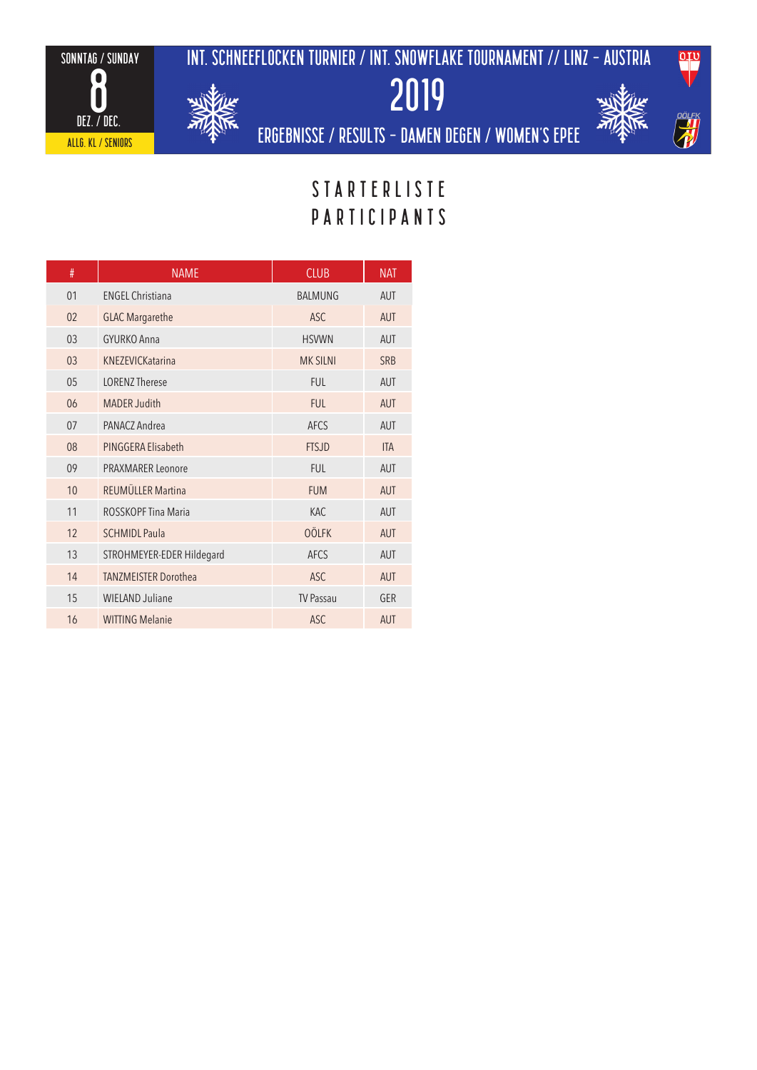SONNTAG / SUNDAY

8

DEZ. / DEC.

ALLG. KL / SENIORS

# INT. SCHNEEFLOCKEN TURNIER / INT. SNOWFLAKE TOURNAMENT // LINZ – AUSTRIA

# 2019

## ERGEBNISSE / RESULTS – DAMEN DEGEN / WOMEN'S EPEE

## STARTERLISTE
## PARTICIPANTS

| # | NAME | CLUB | NAT |
|---|---|---|---|
| 01 | ENGEL Christiana | BALMUNG | AUT |
| 02 | GLAC Margarethe | ASC | AUT |
| 03 | GYURKO Anna | HSVWN | AUT |
| 03 | KNEZEVICKatarina | MK SILNI | SRB |
| 05 | LORENZ Therese | FUL | AUT |
| 06 | MADER Judith | FUL | AUT |
| 07 | PANACZ Andrea | AFCS | AUT |
| 08 | PINGGERA Elisabeth | FTSJD | ITA |
| 09 | PRAXMARER Leonore | FUL | AUT |
| 10 | REUMÜLLER Martina | FUM | AUT |
| 11 | ROSSKOPF Tina Maria | KAC | AUT |
| 12 | SCHMIDL Paula | OÖLFK | AUT |
| 13 | STROHMEYER-EDER Hildegard | AFCS | AUT |
| 14 | TANZMEISTER Dorothea | ASC | AUT |
| 15 | WIELAND Juliane | TV Passau | GER |
| 16 | WITTING Melanie | ASC | AUT |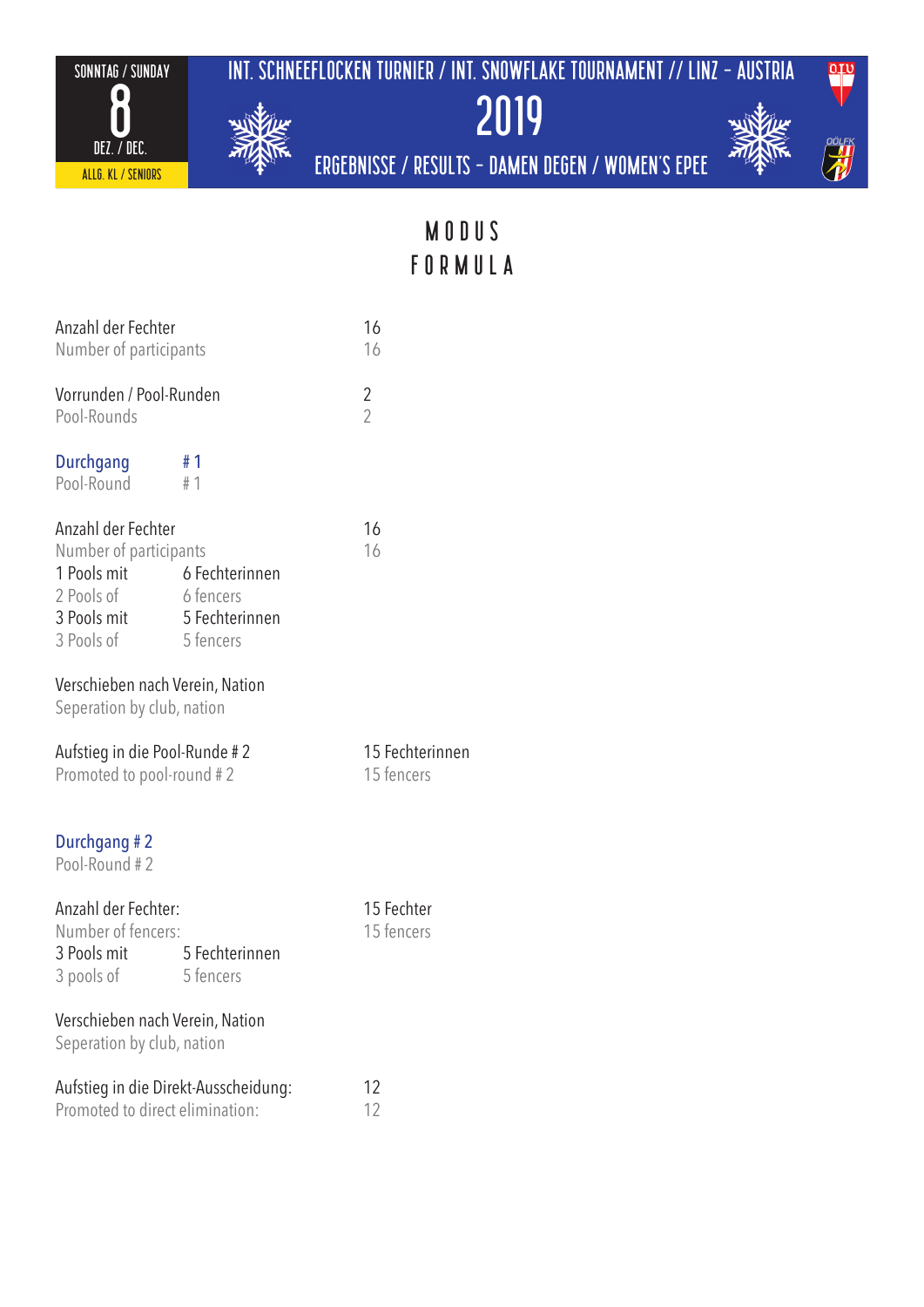SONNTAG / SUNDAY
8
DEZ. / DEC.
ALLG. KL / SENIORS

# INT. SCHNEEFLOCKEN TURNIER / INT. SNOWFLAKE TOURNAMENT // LINZ - AUSTRIA

# 2019

## ERGEBNISSE / RESULTS - DAMEN DEGEN / WOMEN'S EPEE

## MODUS
## FORMULA

Anzahl der Fechter — 16
Number of participants — 16

Vorrunden / Pool-Runden — 2
Pool-Rounds — 2

### Durchgang # 1
Pool-Round # 1

Anzahl der Fechter — 16
Number of participants — 16
1 Pools mit — 6 Fechterinnen
2 Pools of — 6 fencers
3 Pools mit — 5 Fechterinnen
3 Pools of — 5 fencers

Verschieben nach Verein, Nation
Seperation by club, nation

Aufstieg in die Pool-Runde # 2 — 15 Fechterinnen
Promoted to pool-round # 2 — 15 fencers

### Durchgang # 2
Pool-Round # 2

Anzahl der Fechter: — 15 Fechter
Number of fencers: — 15 fencers
3 Pools mit — 5 Fechterinnen
3 pools of — 5 fencers

Verschieben nach Verein, Nation
Seperation by club, nation

Aufstieg in die Direkt-Ausscheidung: — 12
Promoted to direct elimination: — 12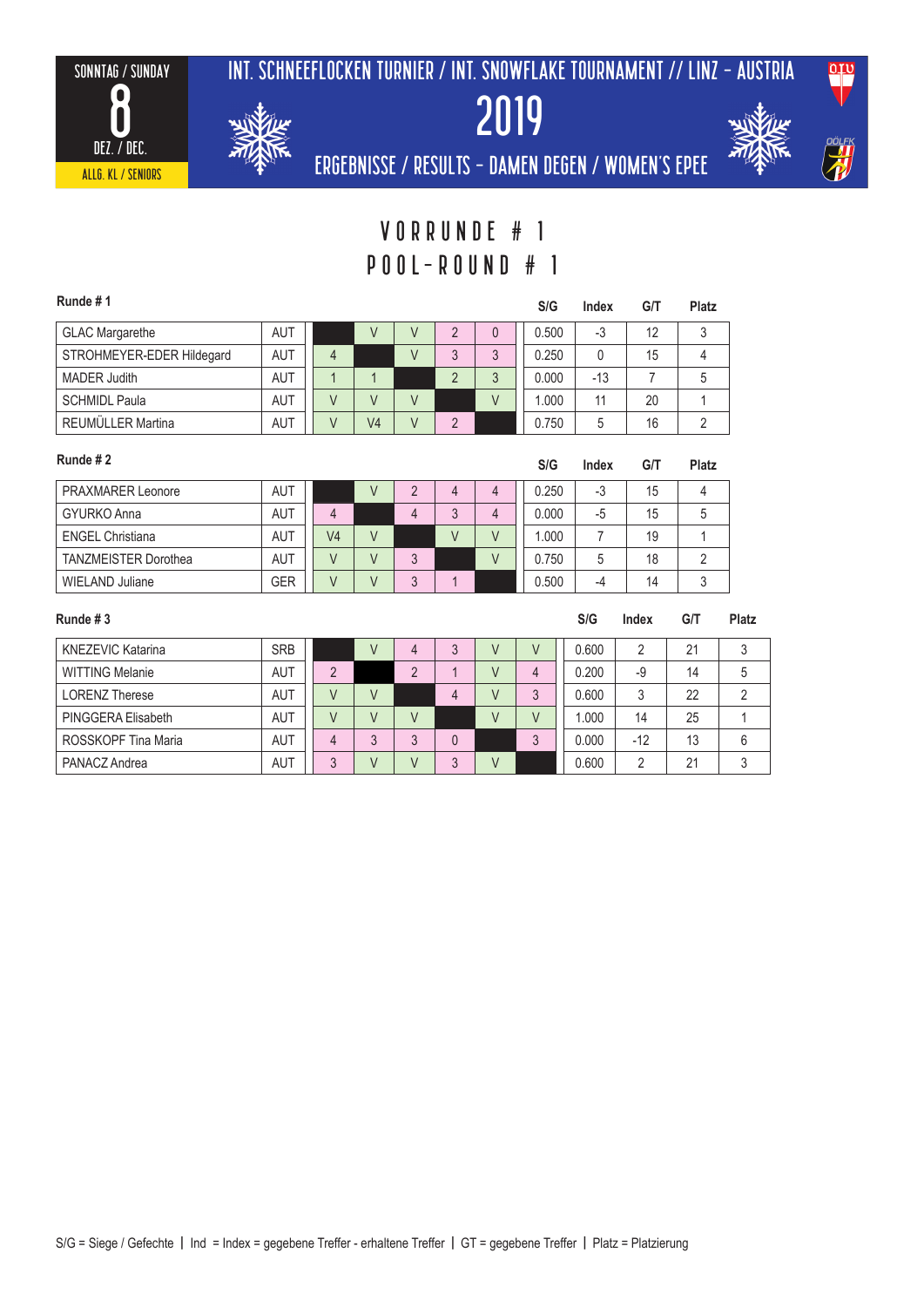SONNTAG / SUNDAY
8
DEZ. / DEC.
ALLG. KL / SENIORS

# INT. SCHNEEFLOCKEN TURNIER / INT. SNOWFLAKE TOURNAMENT // LINZ - AUSTRIA

# 2019

## ERGEBNISSE / RESULTS - DAMEN DEGEN / WOMEN'S EPEE

## VORRUNDE # 1
## POOL-ROUND # 1

**Runde # 1**

| | | | | | | | S/G | Index | G/T | Platz |
|---|---|---|---|---|---|---|---|---|---|---|
| GLAC Margarethe | AUT | | V | V | 2 | 0 | 0.500 | -3 | 12 | 3 |
| STROHMEYER-EDER Hildegard | AUT | 4 | | V | 3 | 3 | 0.250 | 0 | 15 | 4 |
| MADER Judith | AUT | 1 | 1 | | 2 | 3 | 0.000 | -13 | 7 | 5 |
| SCHMIDL Paula | AUT | V | V | V | | V | 1.000 | 11 | 20 | 1 |
| REUMÜLLER Martina | AUT | V | V4 | V | 2 | | 0.750 | 5 | 16 | 2 |

**Runde # 2**

| | | | | | | | S/G | Index | G/T | Platz |
|---|---|---|---|---|---|---|---|---|---|---|
| PRAXMARER Leonore | AUT | | V | 2 | 4 | 4 | 0.250 | -3 | 15 | 4 |
| GYURKO Anna | AUT | 4 | | 4 | 3 | 4 | 0.000 | -5 | 15 | 5 |
| ENGEL Christiana | AUT | V4 | V | | V | V | 1.000 | 7 | 19 | 1 |
| TANZMEISTER Dorothea | AUT | V | V | 3 | | V | 0.750 | 5 | 18 | 2 |
| WIELAND Juliane | GER | V | V | 3 | 1 | | 0.500 | -4 | 14 | 3 |

**Runde # 3**

| | | | | | | | | S/G | Index | G/T | Platz |
|---|---|---|---|---|---|---|---|---|---|---|---|
| KNEZEVIC Katarina | SRB | | V | 4 | 3 | V | V | 0.600 | 2 | 21 | 3 |
| WITTING Melanie | AUT | 2 | | 2 | 1 | V | 4 | 0.200 | -9 | 14 | 5 |
| LORENZ Therese | AUT | V | V | | 4 | V | 3 | 0.600 | 3 | 22 | 2 |
| PINGGERA Elisabeth | AUT | V | V | V | | V | V | 1.000 | 14 | 25 | 1 |
| ROSSKOPF Tina Maria | AUT | 4 | 3 | 3 | 0 | | 3 | 0.000 | -12 | 13 | 6 |
| PANACZ Andrea | AUT | 3 | V | V | 3 | V | | 0.600 | 2 | 21 | 3 |

S/G = Siege / Gefechte | Ind = Index = gegebene Treffer - erhaltene Treffer | GT = gegebene Treffer | Platz = Platzierung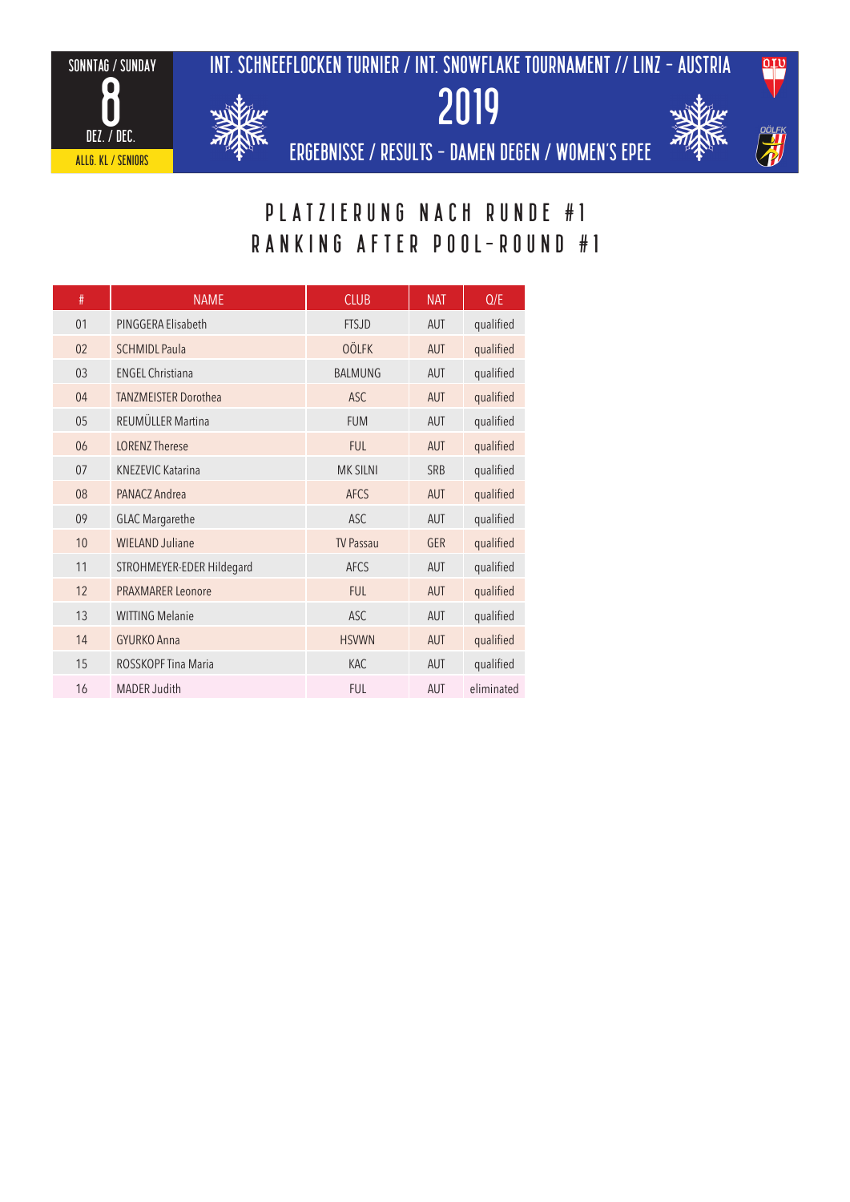SONNTAG / SUNDAY
8
DEZ. / DEC.
ALLG. KL / SENIORS

# INT. SCHNEEFLOCKEN TURNIER / INT. SNOWFLAKE TOURNAMENT // LINZ – AUSTRIA

# 2019

## ERGEBNISSE / RESULTS – DAMEN DEGEN / WOMEN'S EPEE

## PLATZIERUNG NACH RUNDE #1
## RANKING AFTER POOL-ROUND #1

| # | NAME | CLUB | NAT | Q/E |
|---|---|---|---|---|
| 01 | PINGGERA Elisabeth | FTSJD | AUT | qualified |
| 02 | SCHMIDL Paula | OÖLFK | AUT | qualified |
| 03 | ENGEL Christiana | BALMUNG | AUT | qualified |
| 04 | TANZMEISTER Dorothea | ASC | AUT | qualified |
| 05 | REUMÜLLER Martina | FUM | AUT | qualified |
| 06 | LORENZ Therese | FUL | AUT | qualified |
| 07 | KNEZEVIC Katarina | MK SILNI | SRB | qualified |
| 08 | PANACZ Andrea | AFCS | AUT | qualified |
| 09 | GLAC Margarethe | ASC | AUT | qualified |
| 10 | WIELAND Juliane | TV Passau | GER | qualified |
| 11 | STROHMEYER-EDER Hildegard | AFCS | AUT | qualified |
| 12 | PRAXMARER Leonore | FUL | AUT | qualified |
| 13 | WITTING Melanie | ASC | AUT | qualified |
| 14 | GYURKO Anna | HSVWN | AUT | qualified |
| 15 | ROSSKOPF Tina Maria | KAC | AUT | qualified |
| 16 | MADER Judith | FUL | AUT | eliminated |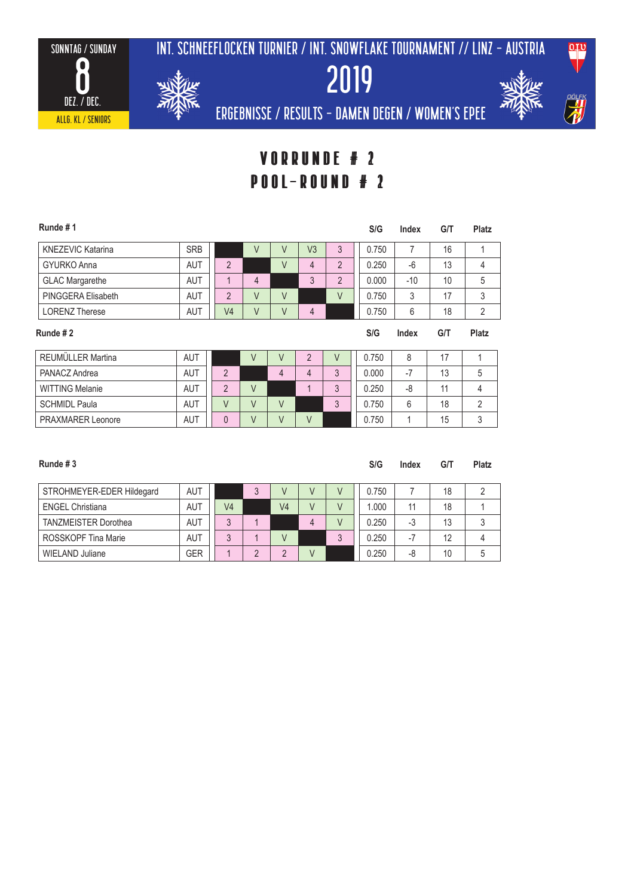SONNTAG / SUNDAY

8

DEZ. / DEC.

ALLG. KL / SENIORS

INT. SCHNEEFLOCKEN TURNIER / INT. SNOWFLAKE TOURNAMENT // LINZ - AUSTRIA

2019

ERGEBNISSE / RESULTS - DAMEN DEGEN / WOMEN'S EPEE

# VORRUNDE # 2
# POOL-ROUND # 2

**Runde # 1**

| | | | | | | | S/G | Index | G/T | Platz |
|---|---|---|---|---|---|---|---|---|---|---|
| KNEZEVIC Katarina | SRB | | V | V | V3 | 3 | 0.750 | 7 | 16 | 1 |
| GYURKO Anna | AUT | 2 | | V | 4 | 2 | 0.250 | -6 | 13 | 4 |
| GLAC Margarethe | AUT | 1 | 4 | | 3 | 2 | 0.000 | -10 | 10 | 5 |
| PINGGERA Elisabeth | AUT | 2 | V | V | | V | 0.750 | 3 | 17 | 3 |
| LORENZ Therese | AUT | V4 | V | V | 4 | | 0.750 | 6 | 18 | 2 |

**Runde # 2**

| | | | | | | | S/G | Index | G/T | Platz |
|---|---|---|---|---|---|---|---|---|---|---|
| REUMÜLLER Martina | AUT | | V | V | 2 | V | 0.750 | 8 | 17 | 1 |
| PANACZ Andrea | AUT | 2 | | 4 | 4 | 3 | 0.000 | -7 | 13 | 5 |
| WITTING Melanie | AUT | 2 | V | | 1 | 3 | 0.250 | -8 | 11 | 4 |
| SCHMIDL Paula | AUT | V | V | V | | 3 | 0.750 | 6 | 18 | 2 |
| PRAXMARER Leonore | AUT | 0 | V | V | V | | 0.750 | 1 | 15 | 3 |

**Runde # 3**

| | | | | | | | S/G | Index | G/T | Platz |
|---|---|---|---|---|---|---|---|---|---|---|
| STROHMEYER-EDER Hildegard | AUT | | 3 | V | V | V | 0.750 | 7 | 18 | 2 |
| ENGEL Christiana | AUT | V4 | | V4 | V | V | 1.000 | 11 | 18 | 1 |
| TANZMEISTER Dorothea | AUT | 3 | 1 | | 4 | V | 0.250 | -3 | 13 | 3 |
| ROSSKOPF Tina Marie | AUT | 3 | 1 | V | | 3 | 0.250 | -7 | 12 | 4 |
| WIELAND Juliane | GER | 1 | 2 | 2 | V | | 0.250 | -8 | 10 | 5 |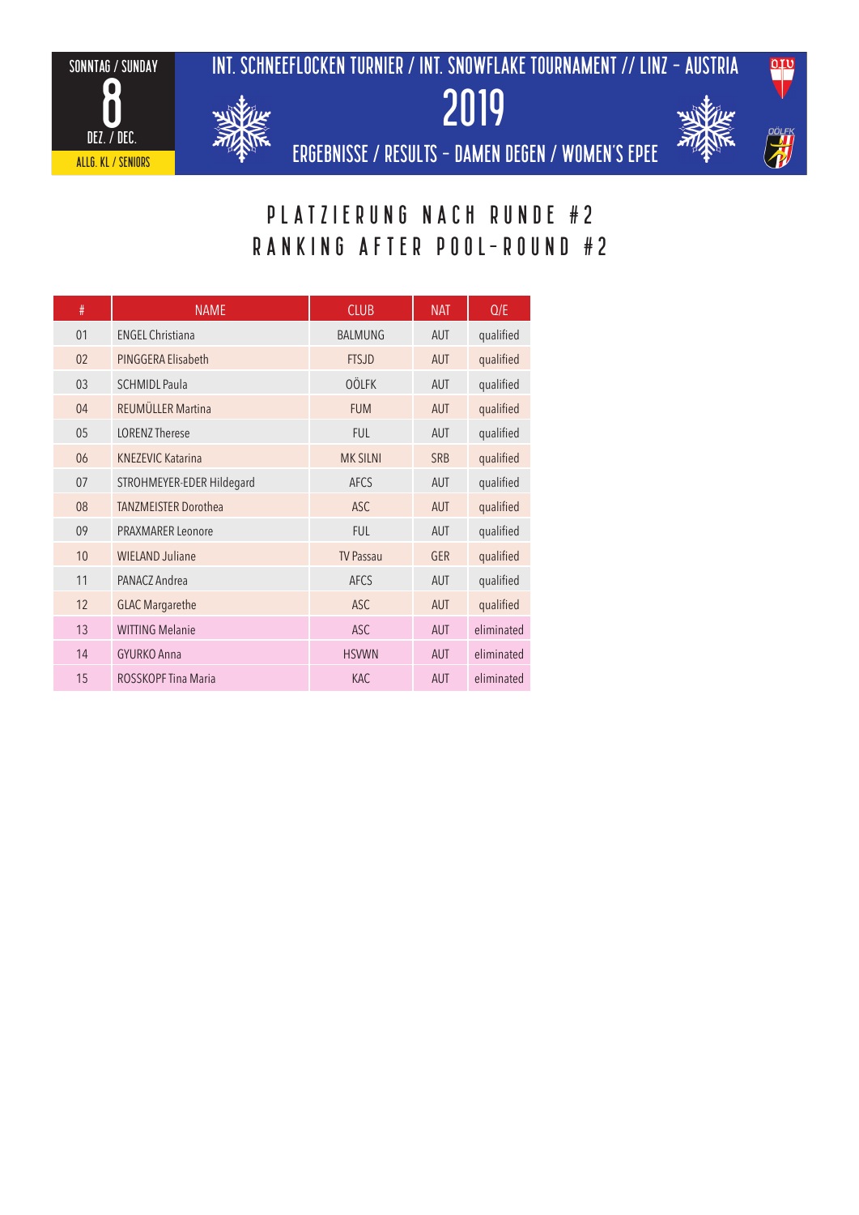SONNTAG / SUNDAY

8

DEZ. / DEC.

ALLG. KL / SENIORS

# INT. SCHNEEFLOCKEN TURNIER / INT. SNOWFLAKE TOURNAMENT // LINZ - AUSTRIA

# 2019

## ERGEBNISSE / RESULTS - DAMEN DEGEN / WOMEN'S EPEE

## PLATZIERUNG NACH RUNDE #2
## RANKING AFTER POOL-ROUND #2

| # | NAME | CLUB | NAT | Q/E |
|---|---|---|---|---|
| 01 | ENGEL Christiana | BALMUNG | AUT | qualified |
| 02 | PINGGERA Elisabeth | FTSJD | AUT | qualified |
| 03 | SCHMIDL Paula | OÖLFK | AUT | qualified |
| 04 | REUMÜLLER Martina | FUM | AUT | qualified |
| 05 | LORENZ Therese | FUL | AUT | qualified |
| 06 | KNEZEVIC Katarina | MK SILNI | SRB | qualified |
| 07 | STROHMEYER-EDER Hildegard | AFCS | AUT | qualified |
| 08 | TANZMEISTER Dorothea | ASC | AUT | qualified |
| 09 | PRAXMARER Leonore | FUL | AUT | qualified |
| 10 | WIELAND Juliane | TV Passau | GER | qualified |
| 11 | PANACZ Andrea | AFCS | AUT | qualified |
| 12 | GLAC Margarethe | ASC | AUT | qualified |
| 13 | WITTING Melanie | ASC | AUT | eliminated |
| 14 | GYURKO Anna | HSVWN | AUT | eliminated |
| 15 | ROSSKOPF Tina Maria | KAC | AUT | eliminated |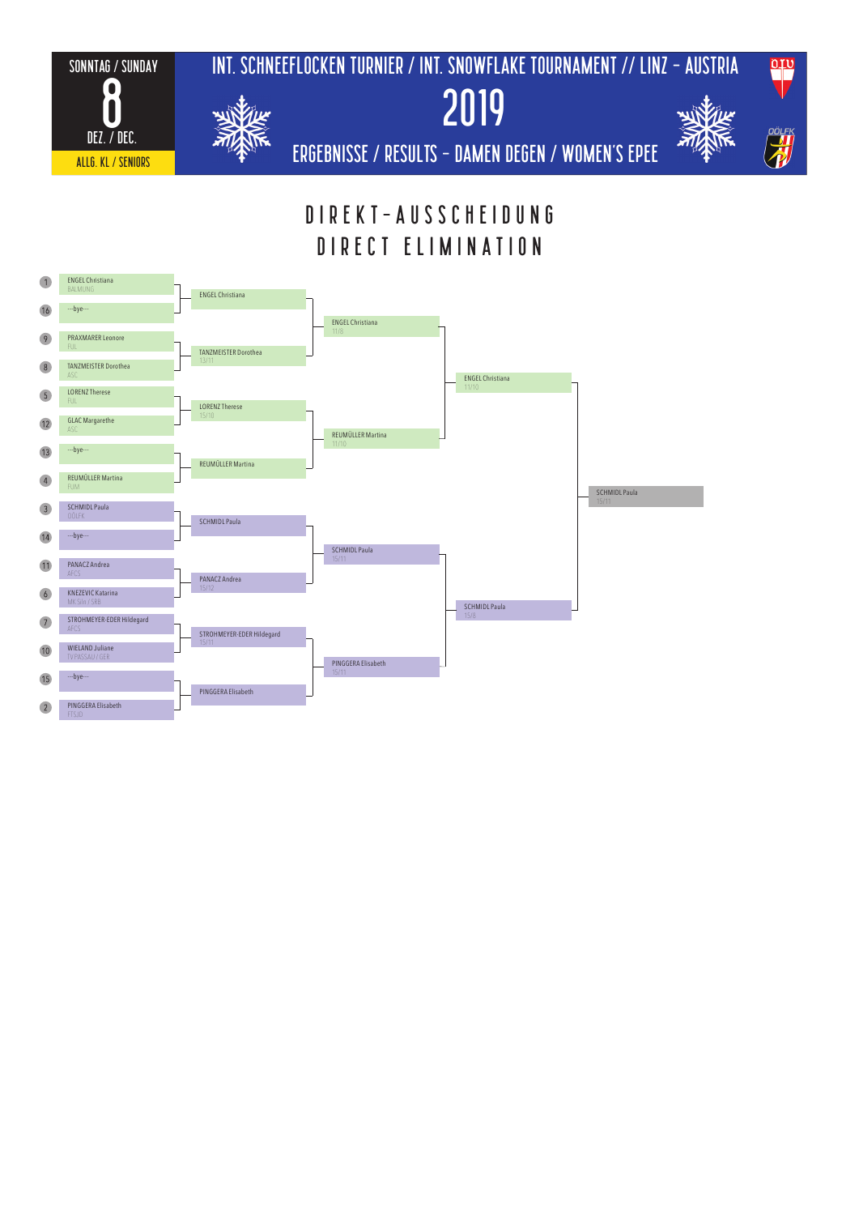SONNTAG / SUNDAY

8

DEZ. / DEC.

ALLG. KL / SENIORS

# INT. SCHNEEFLOCKEN TURNIER / INT. SNOWFLAKE TOURNAMENT // LINZ – AUSTRIA

# 2019

## ERGEBNISSE / RESULTS – DAMEN DEGEN / WOMEN'S EPEE

## DIREKT-AUSSCHEIDUNG
## DIRECT ELIMINATION

### Tableau of 16

| Seed | Name | Club |
|---|---|---|
| 1 | ENGEL Christiana | BALMUNG |
| 16 | ---bye--- | |
| 9 | PRAXMARER Leonore | FUL |
| 8 | TANZMEISTER Dorothea | ASC |
| 5 | LORENZ Therese | FUL |
| 12 | GLAC Margarethe | ASC |
| 13 | ---bye--- | |
| 4 | REUMÜLLER Martina | FUM |
| 3 | SCHMIDL Paula | OÖLFK |
| 14 | ---bye--- | |
| 11 | PANACZ Andrea | AFCS |
| 6 | KNEZEVIC Katarina | MK Sili / SRB |
| 7 | STROHMEYER-EDER Hildegard | AFCS |
| 10 | WIELAND Juliane | TV PASSAU / GER |
| 15 | ---bye--- | |
| 2 | PINGGERA Elisabeth | FTSJD |

### Tableau of 8

| Name | Score |
|---|---|
| ENGEL Christiana | |
| TANZMEISTER Dorothea | 13/11 |
| LORENZ Therese | 15/10 |
| REUMÜLLER Martina | |
| SCHMIDL Paula | |
| PANACZ Andrea | 15/12 |
| STROHMEYER-EDER Hildegard | 15/11 |
| PINGGERA Elisabeth | |

### Semi-finals

| Name | Score |
|---|---|
| ENGEL Christiana | 11/8 |
| REUMÜLLER Martina | 11/10 |
| SCHMIDL Paula | 15/11 |
| PINGGERA Elisabeth | 15/11 |

### Final

| Name | Score |
|---|---|
| ENGEL Christiana | 11/10 |
| SCHMIDL Paula | 15/8 |

### Winner

| Name | Score |
|---|---|
| SCHMIDL Paula | 15/11 |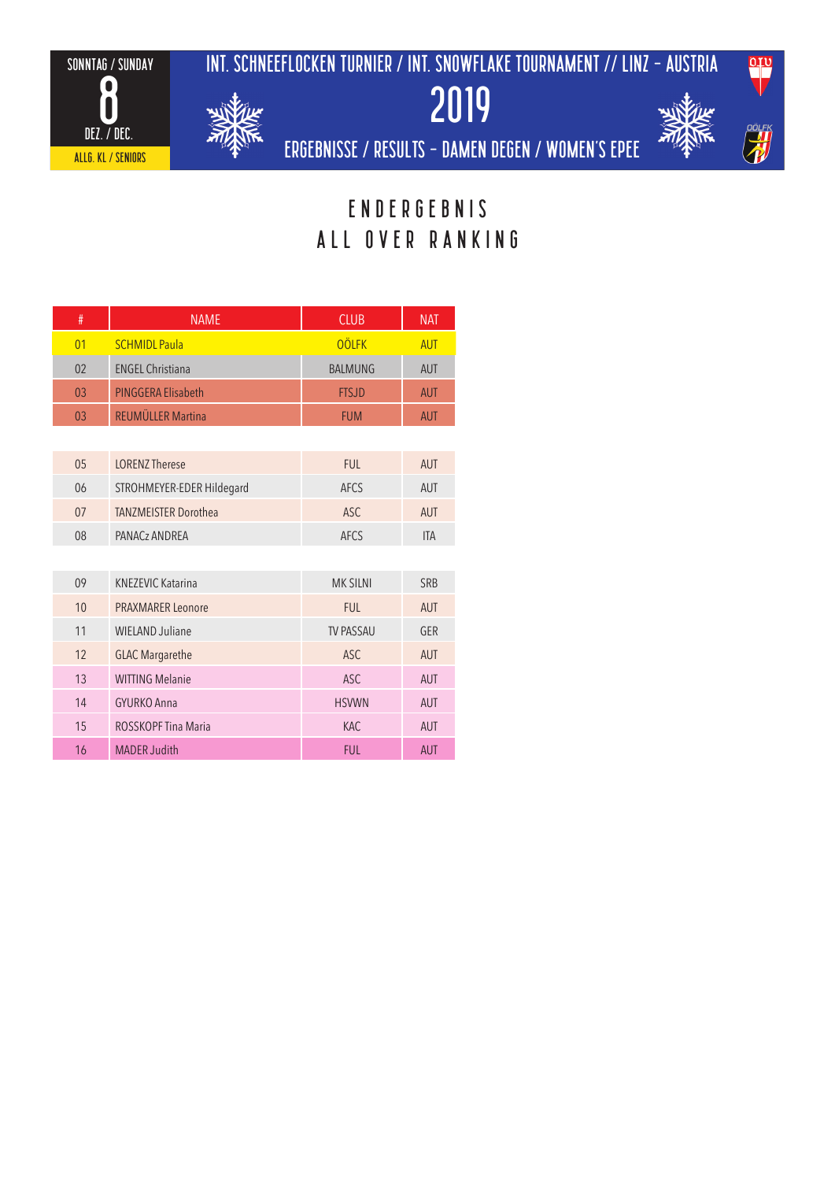SONNTAG / SUNDAY

8

DEZ. / DEC.

ALLG. KL / SENIORS

# INT. SCHNEEFLOCKEN TURNIER / INT. SNOWFLAKE TOURNAMENT // LINZ - AUSTRIA

# 2019

## ERGEBNISSE / RESULTS - DAMEN DEGEN / WOMEN'S EPEE

## ENDERGEBNIS
## ALL OVER RANKING

| # | NAME | CLUB | NAT |
|---|---|---|---|
| 01 | SCHMIDL Paula | OÖLFK | AUT |
| 02 | ENGEL Christiana | BALMUNG | AUT |
| 03 | PINGGERA Elisabeth | FTSJD | AUT |
| 03 | REUMÜLLER Martina | FUM | AUT |
| 05 | LORENZ Therese | FUL | AUT |
| 06 | STROHMEYER-EDER Hildegard | AFCS | AUT |
| 07 | TANZMEISTER Dorothea | ASC | AUT |
| 08 | PANACz ANDREA | AFCS | ITA |
| 09 | KNEZEVIC Katarina | MK SILNI | SRB |
| 10 | PRAXMARER Leonore | FUL | AUT |
| 11 | WIELAND Juliane | TV PASSAU | GER |
| 12 | GLAC Margarethe | ASC | AUT |
| 13 | WITTING Melanie | ASC | AUT |
| 14 | GYURKO Anna | HSVWN | AUT |
| 15 | ROSSKOPF Tina Maria | KAC | AUT |
| 16 | MADER Judith | FUL | AUT |